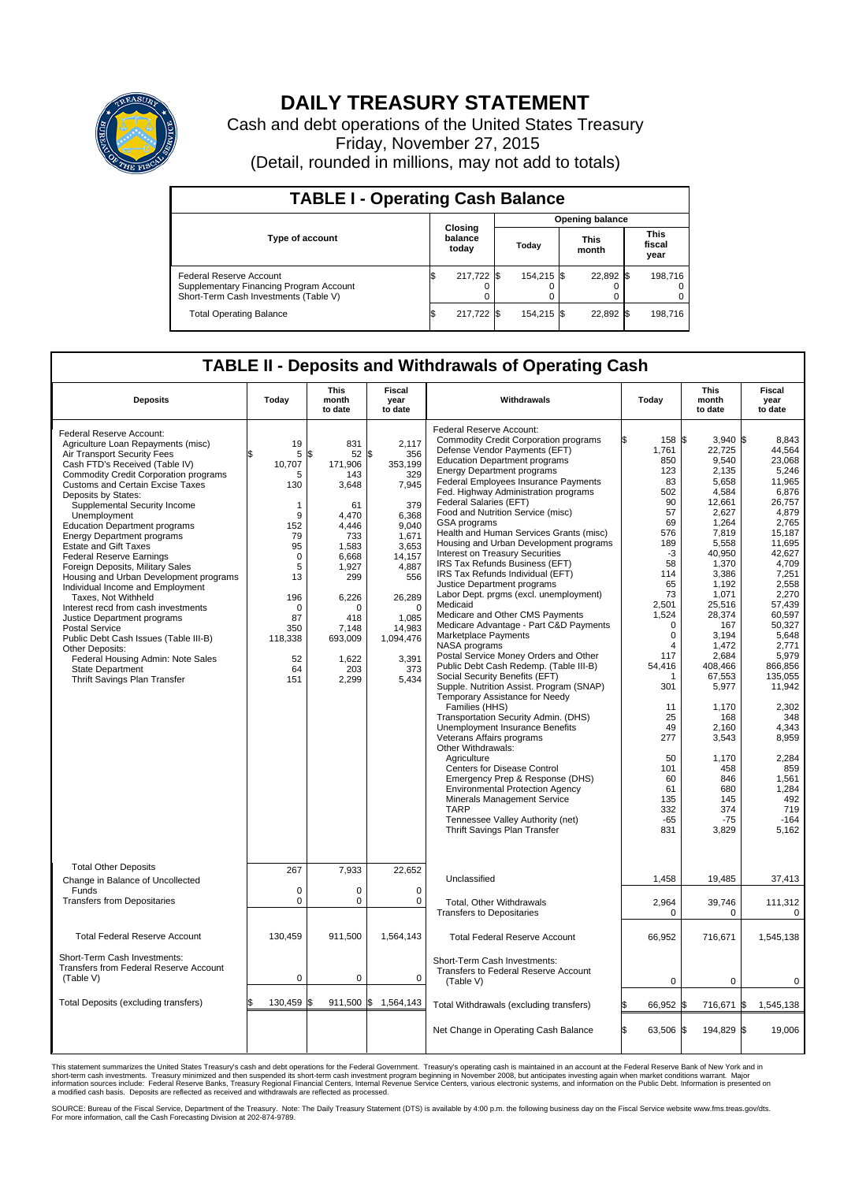# DAILY TREASURY STATEMENT

Cash and debt operations of the United States Treasury

Friday, November 27, 2015

(Detail, rounded in millions, may not add to totals)

## TABLE I - Operating Cash Balance

| Type of account | Closing balance today | Opening balance Today | Opening balance This month | Opening balance This fiscal year |
|---|---|---|---|---|
| Federal Reserve Account | $ 217,722 | $ 154,215 | $ 22,892 | $ 198,716 |
| Supplementary Financing Program Account | 0 | 0 | 0 | 0 |
| Short-Term Cash Investments (Table V) | 0 | 0 | 0 | 0 |
| Total Operating Balance | $ 217,722 | $ 154,215 | $ 22,892 | $ 198,716 |

## TABLE II - Deposits and Withdrawals of Operating Cash

| Deposits | Today | This month to date | Fiscal year to date |
|---|---|---|---|
| Federal Reserve Account: | | | |
| Agriculture Loan Repayments (misc) | $ 19 | $ 831 | $ 2,117 |
| Air Transport Security Fees | 5 | 52 | 356 |
| Cash FTD's Received (Table IV) | 10,707 | 171,906 | 353,199 |
| Commodity Credit Corporation programs | 5 | 143 | 329 |
| Customs and Certain Excise Taxes | 130 | 3,648 | 7,945 |
| Deposits by States: | | | |
| Supplemental Security Income | 1 | 61 | 379 |
| Unemployment | 9 | 4,470 | 6,368 |
| Education Department programs | 152 | 4,446 | 9,040 |
| Energy Department programs | 79 | 733 | 1,671 |
| Estate and Gift Taxes | 95 | 1,583 | 3,653 |
| Federal Reserve Earnings | 0 | 6,668 | 14,157 |
| Foreign Deposits, Military Sales | 5 | 1,927 | 4,887 |
| Housing and Urban Development programs | 13 | 299 | 556 |
| Individual Income and Employment Taxes, Not Withheld | 196 | 6,226 | 26,289 |
| Interest recd from cash investments | 0 | 0 | 0 |
| Justice Department programs | 87 | 418 | 1,085 |
| Postal Service | 350 | 7,148 | 14,983 |
| Public Debt Cash Issues (Table III-B) | 118,338 | 693,009 | 1,094,476 |
| Other Deposits: | | | |
| Federal Housing Admin: Note Sales | 52 | 1,622 | 3,391 |
| State Department | 64 | 203 | 373 |
| Thrift Savings Plan Transfer | 151 | 2,299 | 5,434 |
| Total Other Deposits | 267 | 7,933 | 22,652 |
| Change in Balance of Uncollected Funds | 0 | 0 | 0 |
| Transfers from Depositaries | 0 | 0 | 0 |
| Total Federal Reserve Account | 130,459 | 911,500 | 1,564,143 |
| Short-Term Cash Investments: Transfers from Federal Reserve Account (Table V) | 0 | 0 | 0 |
| Total Deposits (excluding transfers) | $ 130,459 | $ 911,500 | $ 1,564,143 |

| Withdrawals | Today | This month to date | Fiscal year to date |
|---|---|---|---|
| Federal Reserve Account: | | | |
| Commodity Credit Corporation programs | $ 158 | $ 3,940 | $ 8,843 |
| Defense Vendor Payments (EFT) | 1,761 | 22,725 | 44,564 |
| Education Department programs | 850 | 9,540 | 23,068 |
| Energy Department programs | 123 | 2,135 | 5,246 |
| Federal Employees Insurance Payments | 83 | 5,658 | 11,965 |
| Fed. Highway Administration programs | 502 | 4,584 | 6,876 |
| Federal Salaries (EFT) | 90 | 12,661 | 26,757 |
| Food and Nutrition Service (misc) | 57 | 2,627 | 4,879 |
| GSA programs | 69 | 1,264 | 2,765 |
| Health and Human Services Grants (misc) | 576 | 7,819 | 15,187 |
| Housing and Urban Development programs | 189 | 5,558 | 11,695 |
| Interest on Treasury Securities | -3 | 40,950 | 42,627 |
| IRS Tax Refunds Business (EFT) | 58 | 1,370 | 4,709 |
| IRS Tax Refunds Individual (EFT) | 114 | 3,386 | 7,251 |
| Justice Department programs | 65 | 1,192 | 2,558 |
| Labor Dept. prgms (excl. unemployment) | 73 | 1,071 | 2,270 |
| Medicaid | 2,501 | 25,516 | 57,439 |
| Medicare and Other CMS Payments | 1,524 | 28,374 | 60,597 |
| Medicare Advantage - Part C&D Payments | 0 | 167 | 50,327 |
| Marketplace Payments | 0 | 3,194 | 5,648 |
| NASA programs | 4 | 1,472 | 2,771 |
| Postal Service Money Orders and Other | 117 | 2,684 | 5,979 |
| Public Debt Cash Redemp. (Table III-B) | 54,416 | 408,466 | 866,856 |
| Social Security Benefits (EFT) | 1 | 67,553 | 135,055 |
| Supple. Nutrition Assist. Program (SNAP) | 301 | 5,977 | 11,942 |
| Temporary Assistance for Needy Families (HHS) | 11 | 1,170 | 2,302 |
| Transportation Security Admin. (DHS) | 25 | 168 | 348 |
| Unemployment Insurance Benefits | 49 | 2,160 | 4,343 |
| Veterans Affairs programs | 277 | 3,543 | 8,959 |
| Other Withdrawals: | | | |
| Agriculture | 50 | 1,170 | 2,284 |
| Centers for Disease Control | 101 | 458 | 859 |
| Emergency Prep & Response (DHS) | 60 | 846 | 1,561 |
| Environmental Protection Agency | 61 | 680 | 1,284 |
| Minerals Management Service | 135 | 145 | 492 |
| TARP | 332 | 374 | 719 |
| Tennessee Valley Authority (net) | -65 | -75 | -164 |
| Thrift Savings Plan Transfer | 831 | 3,829 | 5,162 |
| Unclassified | 1,458 | 19,485 | 37,413 |
| Total, Other Withdrawals | 2,964 | 39,746 | 111,312 |
| Transfers to Depositaries | 0 | 0 | 0 |
| Total Federal Reserve Account | 66,952 | 716,671 | 1,545,138 |
| Short-Term Cash Investments: Transfers to Federal Reserve Account (Table V) | 0 | 0 | 0 |
| Total Withdrawals (excluding transfers) | $ 66,952 | $ 716,671 | $ 1,545,138 |
| Net Change in Operating Cash Balance | $ 63,506 | $ 194,829 | $ 19,006 |

This statement summarizes the United States Treasury's cash and debt operations for the Federal Government. Treasury's operating cash is maintained in an account at the Federal Reserve Bank of New York and in short-term cash investments. Treasury minimized and then suspended its short-term cash investment program beginning in November 2008, but anticipates investing again when market conditions warrant. Major information sources include: Federal Reserve Banks, Treasury Regional Financial Centers, Internal Revenue Service Centers, various electronic systems, and information on the Public Debt. Information is presented on a modified cash basis. Deposits are reflected as received and withdrawals are reflected as processed.

SOURCE: Bureau of the Fiscal Service, Department of the Treasury. Note: The Daily Treasury Statement (DTS) is available by 4:00 p.m. the following business day on the Fiscal Service website www.fms.treas.gov/dts. For more information, call the Cash Forecasting Division at 202-874-9789.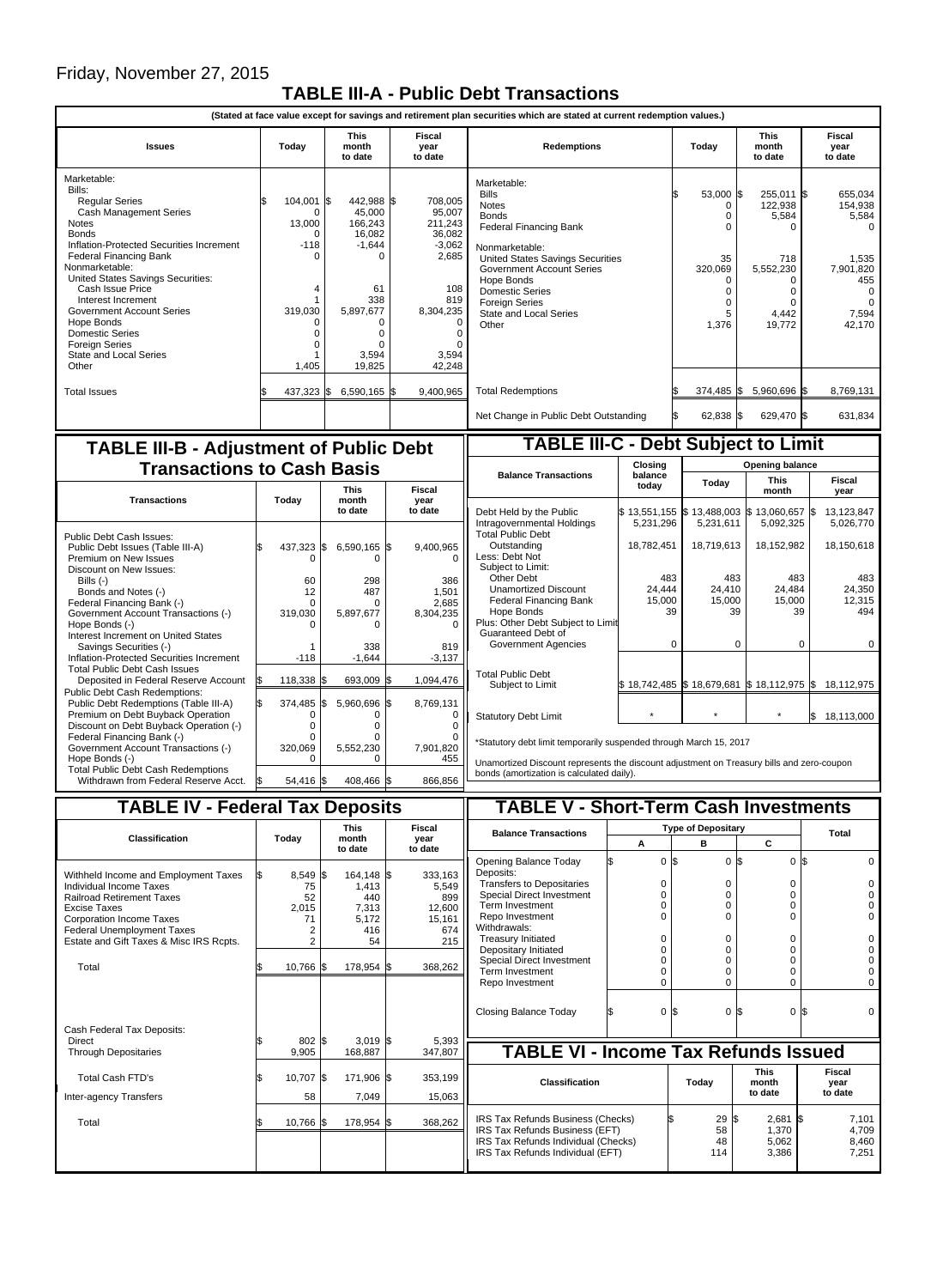Friday, November 27, 2015

# TABLE III-A - Public Debt Transactions

(Stated at face value except for savings and retirement plan securities which are stated at current redemption values.)

| Issues | Today | This month to date | Fiscal year to date |
|---|---|---|---|
| Marketable: | | | |
| Bills: | | | |
| Regular Series | $ 104,001 | $ 442,988 | $ 708,005 |
| Cash Management Series | 0 | 45,000 | 95,007 |
| Notes | 13,000 | 166,243 | 211,243 |
| Bonds | 0 | 16,082 | 36,082 |
| Inflation-Protected Securities Increment | -118 | -1,644 | -3,062 |
| Federal Financing Bank | 0 | 0 | 2,685 |
| Nonmarketable: | | | |
| United States Savings Securities: | | | |
| Cash Issue Price | 4 | 61 | 108 |
| Interest Increment | 1 | 338 | 819 |
| Government Account Series | 319,030 | 5,897,677 | 8,304,235 |
| Hope Bonds | 0 | 0 | 0 |
| Domestic Series | 0 | 0 | 0 |
| Foreign Series | 0 | 0 | 0 |
| State and Local Series | 1 | 3,594 | 3,594 |
| Other | 1,405 | 19,825 | 42,248 |
| Total Issues | $ 437,323 | $ 6,590,165 | $ 9,400,965 |

| Redemptions | Today | This month to date | Fiscal year to date |
|---|---|---|---|
| Marketable: | | | |
| Bills | $ 53,000 | $ 255,011 | $ 655,034 |
| Notes | 0 | 122,938 | 154,938 |
| Bonds | 0 | 5,584 | 5,584 |
| Federal Financing Bank | 0 | 0 | 0 |
| Nonmarketable: | | | |
| United States Savings Securities | 35 | 718 | 1,535 |
| Government Account Series | 320,069 | 5,552,230 | 7,901,820 |
| Hope Bonds | 0 | 0 | 455 |
| Domestic Series | 0 | 0 | 0 |
| Foreign Series | 0 | 0 | 0 |
| State and Local Series | 5 | 4,442 | 7,594 |
| Other | 1,376 | 19,772 | 42,170 |
| Total Redemptions | $ 374,485 | $ 5,960,696 | $ 8,769,131 |
| Net Change in Public Debt Outstanding | $ 62,838 | $ 629,470 | $ 631,834 |

# TABLE III-B - Adjustment of Public Debt Transactions to Cash Basis

| Transactions | Today | This month to date | Fiscal year to date |
|---|---|---|---|
| Public Debt Cash Issues: | | | |
| Public Debt Issues (Table III-A) | $ 437,323 | $ 6,590,165 | $ 9,400,965 |
| Premium on New Issues | 0 | 0 | 0 |
| Discount on New Issues: | | | |
| Bills (-) | 60 | 298 | 386 |
| Bonds and Notes (-) | 12 | 487 | 1,501 |
| Federal Financing Bank (-) | 0 | 0 | 2,685 |
| Government Account Transactions (-) | 319,030 | 5,897,677 | 8,304,235 |
| Hope Bonds (-) | 0 | 0 | 0 |
| Interest Increment on United States Savings Securities (-) | 1 | 338 | 819 |
| Inflation-Protected Securities Increment | -118 | -1,644 | -3,137 |
| Total Public Debt Cash Issues Deposited in Federal Reserve Account | $ 118,338 | $ 693,009 | $ 1,094,476 |
| Public Debt Cash Redemptions: | | | |
| Public Debt Redemptions (Table III-A) | $ 374,485 | $ 5,960,696 | $ 8,769,131 |
| Premium on Debt Buyback Operation | 0 | 0 | 0 |
| Discount on Debt Buyback Operation (-) | 0 | 0 | 0 |
| Federal Financing Bank (-) | 0 | 0 | 0 |
| Government Account Transactions (-) | 320,069 | 5,552,230 | 7,901,820 |
| Hope Bonds (-) | 0 | 0 | 455 |
| Total Public Debt Cash Redemptions Withdrawn from Federal Reserve Acct. | $ 54,416 | $ 408,466 | $ 866,856 |

# TABLE III-C - Debt Subject to Limit

| Balance Transactions | Closing balance today | Opening balance Today | Opening balance This month | Opening balance Fiscal year |
|---|---|---|---|---|
| Debt Held by the Public | $ 13,551,155 | $ 13,488,003 | $ 13,060,657 | $ 13,123,847 |
| Intragovernmental Holdings | 5,231,296 | 5,231,611 | 5,092,325 | 5,026,770 |
| Total Public Debt Outstanding | 18,782,451 | 18,719,613 | 18,152,982 | 18,150,618 |
| Less: Debt Not Subject to Limit: | | | | |
| Other Debt | 483 | 483 | 483 | 483 |
| Unamortized Discount | 24,444 | 24,410 | 24,484 | 24,350 |
| Federal Financing Bank | 15,000 | 15,000 | 15,000 | 12,315 |
| Hope Bonds | 39 | 39 | 39 | 494 |
| Plus: Other Debt Subject to Limit | | | | |
| Guaranteed Debt of Government Agencies | 0 | 0 | 0 | 0 |
| Total Public Debt Subject to Limit | $ 18,742,485 | $ 18,679,681 | $ 18,112,975 | $ 18,112,975 |
| Statutory Debt Limit | * | * | * | $ 18,113,000 |

*Statutory debt limit temporarily suspended through March 15, 2017

Unamortized Discount represents the discount adjustment on Treasury bills and zero-coupon bonds (amortization is calculated daily).

# TABLE IV - Federal Tax Deposits

| Classification | Today | This month to date | Fiscal year to date |
|---|---|---|---|
| Withheld Income and Employment Taxes | $ 8,549 | $ 164,148 | $ 333,163 |
| Individual Income Taxes | 75 | 1,413 | 5,549 |
| Railroad Retirement Taxes | 52 | 440 | 899 |
| Excise Taxes | 2,015 | 7,313 | 12,600 |
| Corporation Income Taxes | 71 | 5,172 | 15,161 |
| Federal Unemployment Taxes | 2 | 416 | 674 |
| Estate and Gift Taxes & Misc IRS Rcpts. | 2 | 54 | 215 |
| Total | $ 10,766 | $ 178,954 | $ 368,262 |
| Cash Federal Tax Deposits: | | | |
| Direct | $ 802 | $ 3,019 | $ 5,393 |
| Through Depositaries | 9,905 | 168,887 | 347,807 |
| Total Cash FTD's | $ 10,707 | $ 171,906 | $ 353,199 |
| Inter-agency Transfers | 58 | 7,049 | 15,063 |
| Total | $ 10,766 | $ 178,954 | $ 368,262 |

# TABLE V - Short-Term Cash Investments

| Balance Transactions | Type of Depositary A | Type of Depositary B | Type of Depositary C | Total |
|---|---|---|---|---|
| Opening Balance Today | $ 0 | $ 0 | $ 0 | $ 0 |
| Deposits: | | | | |
| Transfers to Depositaries | 0 | 0 | 0 | 0 |
| Special Direct Investment | 0 | 0 | 0 | 0 |
| Term Investment | 0 | 0 | 0 | 0 |
| Repo Investment | 0 | 0 | 0 | 0 |
| Withdrawals: | | | | |
| Treasury Initiated | 0 | 0 | 0 | 0 |
| Depositary Initiated | 0 | 0 | 0 | 0 |
| Special Direct Investment | 0 | 0 | 0 | 0 |
| Term Investment | 0 | 0 | 0 | 0 |
| Repo Investment | 0 | 0 | 0 | 0 |
| Closing Balance Today | $ 0 | $ 0 | $ 0 | $ 0 |

# TABLE VI - Income Tax Refunds Issued

| Classification | Today | This month to date | Fiscal year to date |
|---|---|---|---|
| IRS Tax Refunds Business (Checks) | $ 29 | $ 2,681 | $ 7,101 |
| IRS Tax Refunds Business (EFT) | 58 | 1,370 | 4,709 |
| IRS Tax Refunds Individual (Checks) | 48 | 5,062 | 8,460 |
| IRS Tax Refunds Individual (EFT) | 114 | 3,386 | 7,251 |